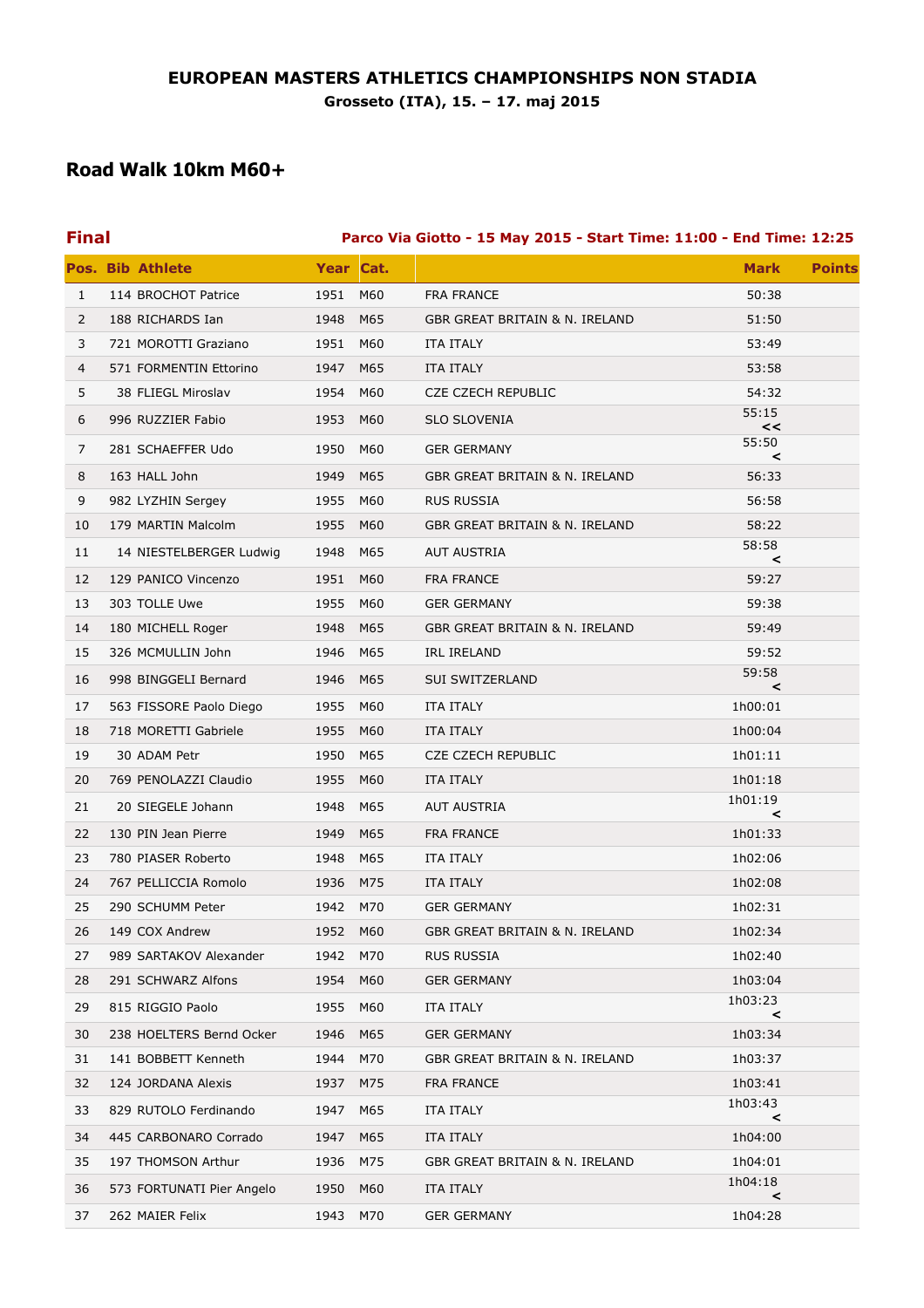# EUROPEAN MASTERS ATHLETICS CHAMPIONSHIPS NON STADIA

**Grosseto (ITA), 15. – 17. maj 2015**

## Road Walk 10km M60+

**Final** — **Parco Via Giotto - 15 May 2015 - Start Time: 11:00 - End Time: 12:25**

| Pos. | Bib | Athlete | Year | Cat. | | Mark | Points |
|---|---|---|---|---|---|---|---|
| 1 | 114 | BROCHOT Patrice | 1951 | M60 | FRA FRANCE | 50:38 | |
| 2 | 188 | RICHARDS Ian | 1948 | M65 | GBR GREAT BRITAIN & N. IRELAND | 51:50 | |
| 3 | 721 | MOROTTI Graziano | 1951 | M60 | ITA ITALY | 53:49 | |
| 4 | 571 | FORMENTIN Ettorino | 1947 | M65 | ITA ITALY | 53:58 | |
| 5 | 38 | FLIEGL Miroslav | 1954 | M60 | CZE CZECH REPUBLIC | 54:32 | |
| 6 | 996 | RUZZIER Fabio | 1953 | M60 | SLO SLOVENIA | 55:15 << | |
| 7 | 281 | SCHAEFFER Udo | 1950 | M60 | GER GERMANY | 55:50 < | |
| 8 | 163 | HALL John | 1949 | M65 | GBR GREAT BRITAIN & N. IRELAND | 56:33 | |
| 9 | 982 | LYZHIN Sergey | 1955 | M60 | RUS RUSSIA | 56:58 | |
| 10 | 179 | MARTIN Malcolm | 1955 | M60 | GBR GREAT BRITAIN & N. IRELAND | 58:22 | |
| 11 | 14 | NIESTELBERGER Ludwig | 1948 | M65 | AUT AUSTRIA | 58:58 < | |
| 12 | 129 | PANICO Vincenzo | 1951 | M60 | FRA FRANCE | 59:27 | |
| 13 | 303 | TOLLE Uwe | 1955 | M60 | GER GERMANY | 59:38 | |
| 14 | 180 | MICHELL Roger | 1948 | M65 | GBR GREAT BRITAIN & N. IRELAND | 59:49 | |
| 15 | 326 | MCMULLIN John | 1946 | M65 | IRL IRELAND | 59:52 | |
| 16 | 998 | BINGGELI Bernard | 1946 | M65 | SUI SWITZERLAND | 59:58 < | |
| 17 | 563 | FISSORE Paolo Diego | 1955 | M60 | ITA ITALY | 1h00:01 | |
| 18 | 718 | MORETTI Gabriele | 1955 | M60 | ITA ITALY | 1h00:04 | |
| 19 | 30 | ADAM Petr | 1950 | M65 | CZE CZECH REPUBLIC | 1h01:11 | |
| 20 | 769 | PENOLAZZI Claudio | 1955 | M60 | ITA ITALY | 1h01:18 | |
| 21 | 20 | SIEGELE Johann | 1948 | M65 | AUT AUSTRIA | 1h01:19 < | |
| 22 | 130 | PIN Jean Pierre | 1949 | M65 | FRA FRANCE | 1h01:33 | |
| 23 | 780 | PIASER Roberto | 1948 | M65 | ITA ITALY | 1h02:06 | |
| 24 | 767 | PELLICCIA Romolo | 1936 | M75 | ITA ITALY | 1h02:08 | |
| 25 | 290 | SCHUMM Peter | 1942 | M70 | GER GERMANY | 1h02:31 | |
| 26 | 149 | COX Andrew | 1952 | M60 | GBR GREAT BRITAIN & N. IRELAND | 1h02:34 | |
| 27 | 989 | SARTAKOV Alexander | 1942 | M70 | RUS RUSSIA | 1h02:40 | |
| 28 | 291 | SCHWARZ Alfons | 1954 | M60 | GER GERMANY | 1h03:04 | |
| 29 | 815 | RIGGIO Paolo | 1955 | M60 | ITA ITALY | 1h03:23 < | |
| 30 | 238 | HOELTERS Bernd Ocker | 1946 | M65 | GER GERMANY | 1h03:34 | |
| 31 | 141 | BOBBETT Kenneth | 1944 | M70 | GBR GREAT BRITAIN & N. IRELAND | 1h03:37 | |
| 32 | 124 | JORDANA Alexis | 1937 | M75 | FRA FRANCE | 1h03:41 | |
| 33 | 829 | RUTOLO Ferdinando | 1947 | M65 | ITA ITALY | 1h03:43 < | |
| 34 | 445 | CARBONARO Corrado | 1947 | M65 | ITA ITALY | 1h04:00 | |
| 35 | 197 | THOMSON Arthur | 1936 | M75 | GBR GREAT BRITAIN & N. IRELAND | 1h04:01 | |
| 36 | 573 | FORTUNATI Pier Angelo | 1950 | M60 | ITA ITALY | 1h04:18 < | |
| 37 | 262 | MAIER Felix | 1943 | M70 | GER GERMANY | 1h04:28 | |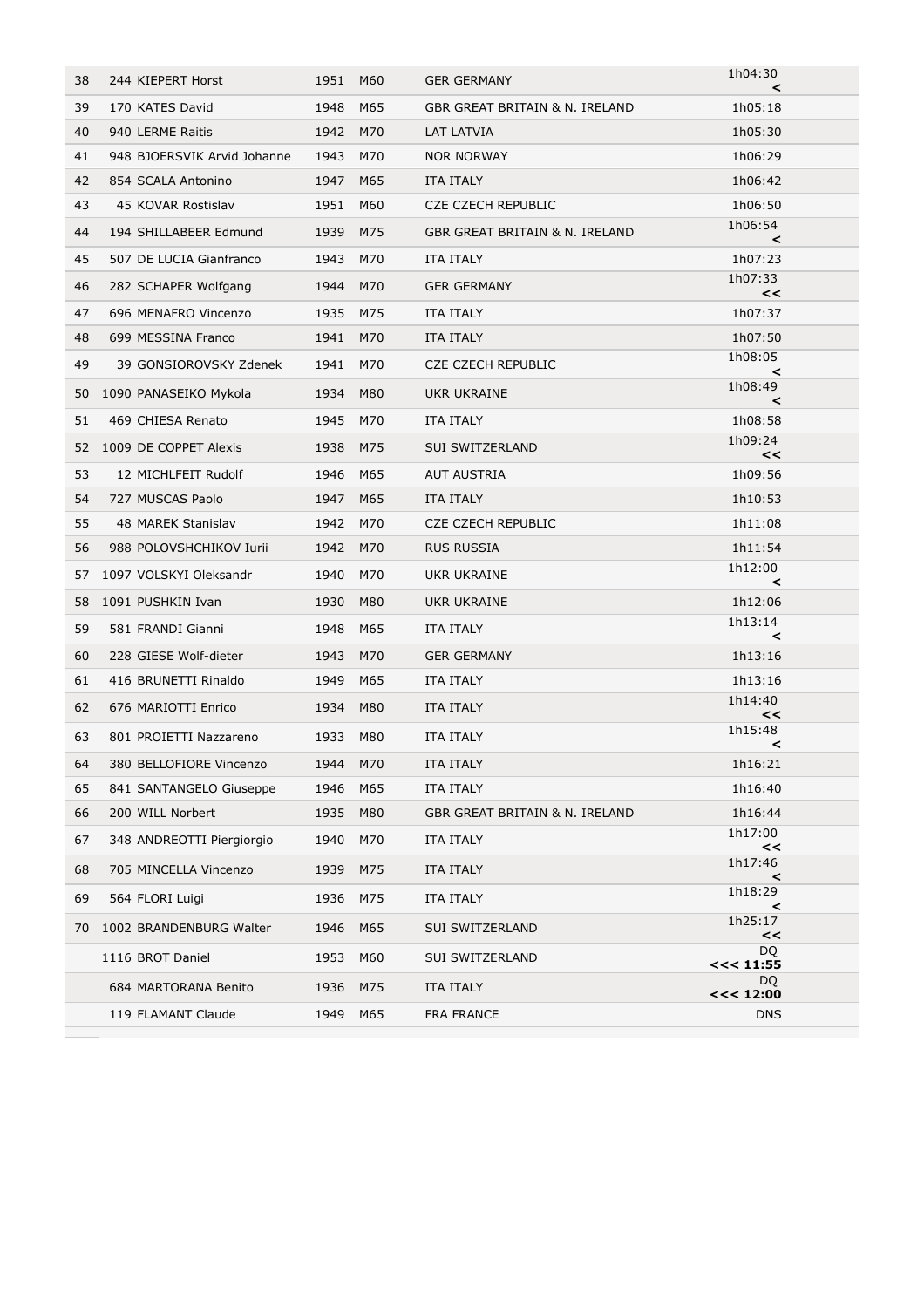| | | | | | | |
|---|---|---|---|---|---|---|
| 38 | 244 | KIEPERT Horst | 1951 | M60 | GER GERMANY | 1h04:30 < |
| 39 | 170 | KATES David | 1948 | M65 | GBR GREAT BRITAIN & N. IRELAND | 1h05:18 |
| 40 | 940 | LERME Raitis | 1942 | M70 | LAT LATVIA | 1h05:30 |
| 41 | 948 | BJOERSVIK Arvid Johanne | 1943 | M70 | NOR NORWAY | 1h06:29 |
| 42 | 854 | SCALA Antonino | 1947 | M65 | ITA ITALY | 1h06:42 |
| 43 | 45 | KOVAR Rostislav | 1951 | M60 | CZE CZECH REPUBLIC | 1h06:50 |
| 44 | 194 | SHILLABEER Edmund | 1939 | M75 | GBR GREAT BRITAIN & N. IRELAND | 1h06:54 < |
| 45 | 507 | DE LUCIA Gianfranco | 1943 | M70 | ITA ITALY | 1h07:23 |
| 46 | 282 | SCHAPER Wolfgang | 1944 | M70 | GER GERMANY | 1h07:33 << |
| 47 | 696 | MENAFRO Vincenzo | 1935 | M75 | ITA ITALY | 1h07:37 |
| 48 | 699 | MESSINA Franco | 1941 | M70 | ITA ITALY | 1h07:50 |
| 49 | 39 | GONSIOROVSKY Zdenek | 1941 | M70 | CZE CZECH REPUBLIC | 1h08:05 < |
| 50 | 1090 | PANASEIKO Mykola | 1934 | M80 | UKR UKRAINE | 1h08:49 < |
| 51 | 469 | CHIESA Renato | 1945 | M70 | ITA ITALY | 1h08:58 |
| 52 | 1009 | DE COPPET Alexis | 1938 | M75 | SUI SWITZERLAND | 1h09:24 << |
| 53 | 12 | MICHLFEIT Rudolf | 1946 | M65 | AUT AUSTRIA | 1h09:56 |
| 54 | 727 | MUSCAS Paolo | 1947 | M65 | ITA ITALY | 1h10:53 |
| 55 | 48 | MAREK Stanislav | 1942 | M70 | CZE CZECH REPUBLIC | 1h11:08 |
| 56 | 988 | POLOVSHCHIKOV Iurii | 1942 | M70 | RUS RUSSIA | 1h11:54 |
| 57 | 1097 | VOLSKYI Oleksandr | 1940 | M70 | UKR UKRAINE | 1h12:00 < |
| 58 | 1091 | PUSHKIN Ivan | 1930 | M80 | UKR UKRAINE | 1h12:06 |
| 59 | 581 | FRANDI Gianni | 1948 | M65 | ITA ITALY | 1h13:14 < |
| 60 | 228 | GIESE Wolf-dieter | 1943 | M70 | GER GERMANY | 1h13:16 |
| 61 | 416 | BRUNETTI Rinaldo | 1949 | M65 | ITA ITALY | 1h13:16 |
| 62 | 676 | MARIOTTI Enrico | 1934 | M80 | ITA ITALY | 1h14:40 << |
| 63 | 801 | PROIETTI Nazzareno | 1933 | M80 | ITA ITALY | 1h15:48 < |
| 64 | 380 | BELLOFIORE Vincenzo | 1944 | M70 | ITA ITALY | 1h16:21 |
| 65 | 841 | SANTANGELO Giuseppe | 1946 | M65 | ITA ITALY | 1h16:40 |
| 66 | 200 | WILL Norbert | 1935 | M80 | GBR GREAT BRITAIN & N. IRELAND | 1h16:44 |
| 67 | 348 | ANDREOTTI Piergiorgio | 1940 | M70 | ITA ITALY | 1h17:00 << |
| 68 | 705 | MINCELLA Vincenzo | 1939 | M75 | ITA ITALY | 1h17:46 < |
| 69 | 564 | FLORI Luigi | 1936 | M75 | ITA ITALY | 1h18:29 < |
| 70 | 1002 | BRANDENBURG Walter | 1946 | M65 | SUI SWITZERLAND | 1h25:17 << |
| | 1116 | BROT Daniel | 1953 | M60 | SUI SWITZERLAND | DQ **<<< 11:55** |
| | 684 | MARTORANA Benito | 1936 | M75 | ITA ITALY | DQ **<<< 12:00** |
| | 119 | FLAMANT Claude | 1949 | M65 | FRA FRANCE | DNS |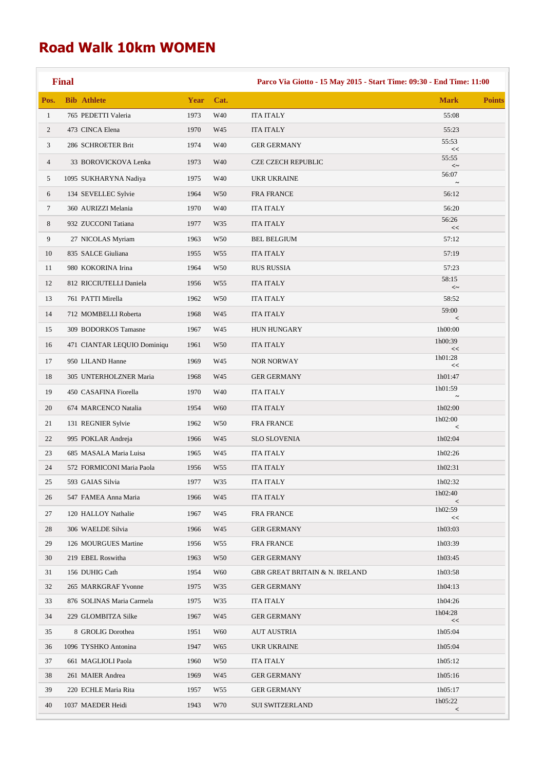# Road Walk 10km WOMEN

**Final** — **Parco Via Giotto - 15 May 2015 - Start Time: 09:30 - End Time: 11:00**

| Pos. | Bib | Athlete | Year | Cat. | | Mark | Points |
|---|---|---|---|---|---|---|---|
| 1 | 765 | PEDETTI Valeria | 1973 | W40 | ITA ITALY | 55:08 | |
| 2 | 473 | CINCA Elena | 1970 | W45 | ITA ITALY | 55:23 | |
| 3 | 286 | SCHROETER Brit | 1974 | W40 | GER GERMANY | 55:53 << | |
| 4 | 33 | BOROVICKOVA Lenka | 1973 | W40 | CZE CZECH REPUBLIC | 55:55 <~ | |
| 5 | 1095 | SUKHARYNA Nadiya | 1975 | W40 | UKR UKRAINE | 56:07 ~ | |
| 6 | 134 | SEVELLEC Sylvie | 1964 | W50 | FRA FRANCE | 56:12 | |
| 7 | 360 | AURIZZI Melania | 1970 | W40 | ITA ITALY | 56:20 | |
| 8 | 932 | ZUCCONI Tatiana | 1977 | W35 | ITA ITALY | 56:26 << | |
| 9 | 27 | NICOLAS Myriam | 1963 | W50 | BEL BELGIUM | 57:12 | |
| 10 | 835 | SALCE Giuliana | 1955 | W55 | ITA ITALY | 57:19 | |
| 11 | 980 | KOKORINA Irina | 1964 | W50 | RUS RUSSIA | 57:23 | |
| 12 | 812 | RICCIUTELLI Daniela | 1956 | W55 | ITA ITALY | 58:15 <~ | |
| 13 | 761 | PATTI Mirella | 1962 | W50 | ITA ITALY | 58:52 | |
| 14 | 712 | MOMBELLI Roberta | 1968 | W45 | ITA ITALY | 59:00 < | |
| 15 | 309 | BODORKOS Tamasne | 1967 | W45 | HUN HUNGARY | 1h00:00 | |
| 16 | 471 | CIANTAR LEQUIO Dominiqu | 1961 | W50 | ITA ITALY | 1h00:39 << | |
| 17 | 950 | LILAND Hanne | 1969 | W45 | NOR NORWAY | 1h01:28 << | |
| 18 | 305 | UNTERHOLZNER Maria | 1968 | W45 | GER GERMANY | 1h01:47 | |
| 19 | 450 | CASAFINA Fiorella | 1970 | W40 | ITA ITALY | 1h01:59 ~ | |
| 20 | 674 | MARCENCO Natalia | 1954 | W60 | ITA ITALY | 1h02:00 | |
| 21 | 131 | REGNIER Sylvie | 1962 | W50 | FRA FRANCE | 1h02:00 < | |
| 22 | 995 | POKLAR Andreja | 1966 | W45 | SLO SLOVENIA | 1h02:04 | |
| 23 | 685 | MASALA Maria Luisa | 1965 | W45 | ITA ITALY | 1h02:26 | |
| 24 | 572 | FORMICONI Maria Paola | 1956 | W55 | ITA ITALY | 1h02:31 | |
| 25 | 593 | GAIAS Silvia | 1977 | W35 | ITA ITALY | 1h02:32 | |
| 26 | 547 | FAMEA Anna Maria | 1966 | W45 | ITA ITALY | 1h02:40 < | |
| 27 | 120 | HALLOY Nathalie | 1967 | W45 | FRA FRANCE | 1h02:59 << | |
| 28 | 306 | WAELDE Silvia | 1966 | W45 | GER GERMANY | 1h03:03 | |
| 29 | 126 | MOURGUES Martine | 1956 | W55 | FRA FRANCE | 1h03:39 | |
| 30 | 219 | EBEL Roswitha | 1963 | W50 | GER GERMANY | 1h03:45 | |
| 31 | 156 | DUHIG Cath | 1954 | W60 | GBR GREAT BRITAIN & N. IRELAND | 1h03:58 | |
| 32 | 265 | MARKGRAF Yvonne | 1975 | W35 | GER GERMANY | 1h04:13 | |
| 33 | 876 | SOLINAS Maria Carmela | 1975 | W35 | ITA ITALY | 1h04:26 | |
| 34 | 229 | GLOMBITZA Silke | 1967 | W45 | GER GERMANY | 1h04:28 << | |
| 35 | 8 | GROLIG Dorothea | 1951 | W60 | AUT AUSTRIA | 1h05:04 | |
| 36 | 1096 | TYSHKO Antonina | 1947 | W65 | UKR UKRAINE | 1h05:04 | |
| 37 | 661 | MAGLIOLI Paola | 1960 | W50 | ITA ITALY | 1h05:12 | |
| 38 | 261 | MAIER Andrea | 1969 | W45 | GER GERMANY | 1h05:16 | |
| 39 | 220 | ECHLE Maria Rita | 1957 | W55 | GER GERMANY | 1h05:17 | |
| 40 | 1037 | MAEDER Heidi | 1943 | W70 | SUI SWITZERLAND | 1h05:22 < | |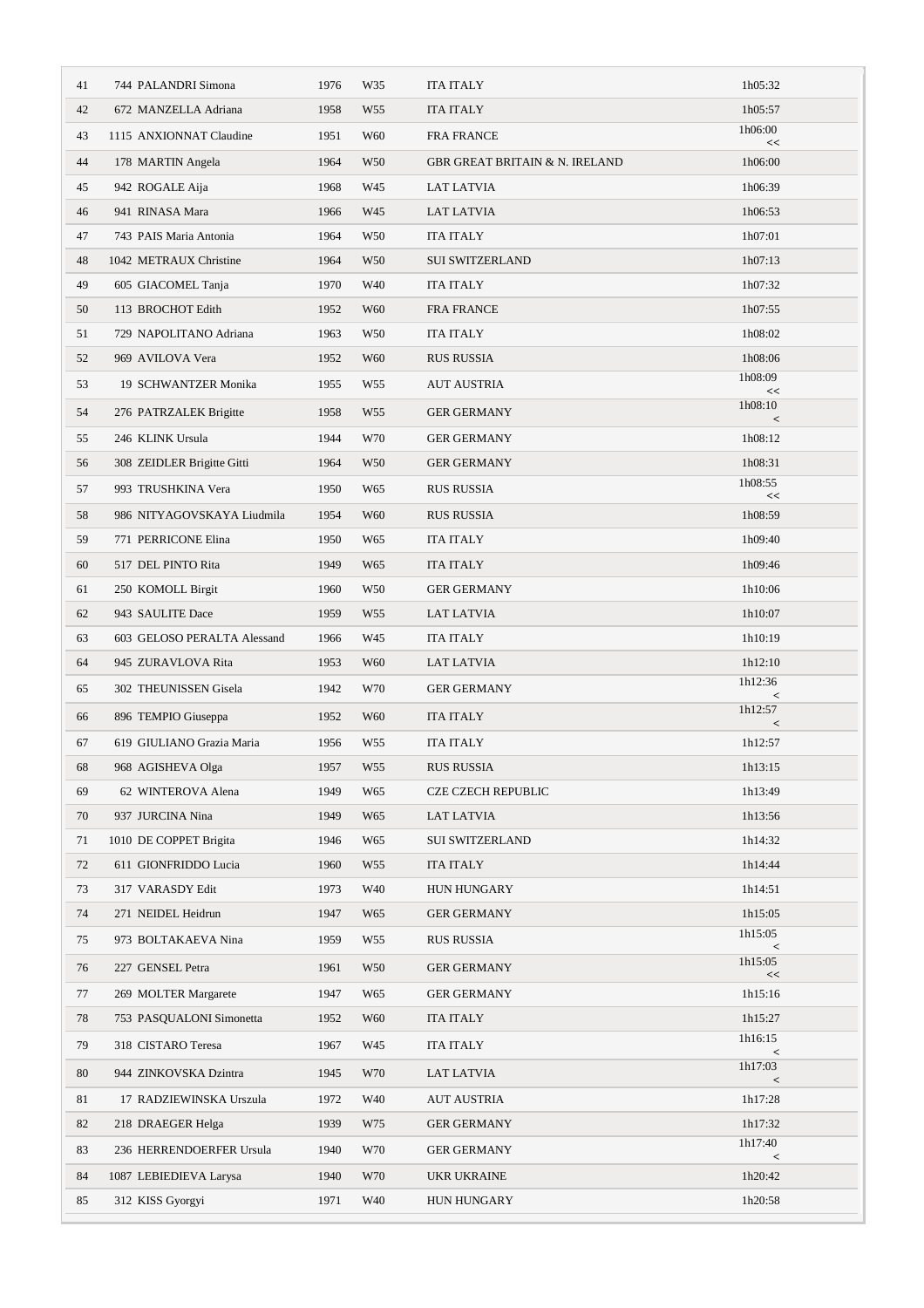| | | | | | |
|---|---|---|---|---|---|
| 41 | 744 PALANDRI Simona | 1976 | W35 | ITA ITALY | 1h05:32 |
| 42 | 672 MANZELLA Adriana | 1958 | W55 | ITA ITALY | 1h05:57 |
| 43 | 1115 ANXIONNAT Claudine | 1951 | W60 | FRA FRANCE | 1h06:00 << |
| 44 | 178 MARTIN Angela | 1964 | W50 | GBR GREAT BRITAIN & N. IRELAND | 1h06:00 |
| 45 | 942 ROGALE Aija | 1968 | W45 | LAT LATVIA | 1h06:39 |
| 46 | 941 RINASA Mara | 1966 | W45 | LAT LATVIA | 1h06:53 |
| 47 | 743 PAIS Maria Antonia | 1964 | W50 | ITA ITALY | 1h07:01 |
| 48 | 1042 METRAUX Christine | 1964 | W50 | SUI SWITZERLAND | 1h07:13 |
| 49 | 605 GIACOMEL Tanja | 1970 | W40 | ITA ITALY | 1h07:32 |
| 50 | 113 BROCHOT Edith | 1952 | W60 | FRA FRANCE | 1h07:55 |
| 51 | 729 NAPOLITANO Adriana | 1963 | W50 | ITA ITALY | 1h08:02 |
| 52 | 969 AVILOVA Vera | 1952 | W60 | RUS RUSSIA | 1h08:06 |
| 53 | 19 SCHWANTZER Monika | 1955 | W55 | AUT AUSTRIA | 1h08:09 << |
| 54 | 276 PATRZALEK Brigitte | 1958 | W55 | GER GERMANY | 1h08:10 < |
| 55 | 246 KLINK Ursula | 1944 | W70 | GER GERMANY | 1h08:12 |
| 56 | 308 ZEIDLER Brigitte Gitti | 1964 | W50 | GER GERMANY | 1h08:31 |
| 57 | 993 TRUSHKINA Vera | 1950 | W65 | RUS RUSSIA | 1h08:55 << |
| 58 | 986 NITYAGOVSKAYA Liudmila | 1954 | W60 | RUS RUSSIA | 1h08:59 |
| 59 | 771 PERRICONE Elina | 1950 | W65 | ITA ITALY | 1h09:40 |
| 60 | 517 DEL PINTO Rita | 1949 | W65 | ITA ITALY | 1h09:46 |
| 61 | 250 KOMOLL Birgit | 1960 | W50 | GER GERMANY | 1h10:06 |
| 62 | 943 SAULITE Dace | 1959 | W55 | LAT LATVIA | 1h10:07 |
| 63 | 603 GELOSO PERALTA Alessand | 1966 | W45 | ITA ITALY | 1h10:19 |
| 64 | 945 ZURAVLOVA Rita | 1953 | W60 | LAT LATVIA | 1h12:10 |
| 65 | 302 THEUNISSEN Gisela | 1942 | W70 | GER GERMANY | 1h12:36 < |
| 66 | 896 TEMPIO Giuseppa | 1952 | W60 | ITA ITALY | 1h12:57 < |
| 67 | 619 GIULIANO Grazia Maria | 1956 | W55 | ITA ITALY | 1h12:57 |
| 68 | 968 AGISHEVA Olga | 1957 | W55 | RUS RUSSIA | 1h13:15 |
| 69 | 62 WINTEROVA Alena | 1949 | W65 | CZE CZECH REPUBLIC | 1h13:49 |
| 70 | 937 JURCINA Nina | 1949 | W65 | LAT LATVIA | 1h13:56 |
| 71 | 1010 DE COPPET Brigita | 1946 | W65 | SUI SWITZERLAND | 1h14:32 |
| 72 | 611 GIONFRIDDO Lucia | 1960 | W55 | ITA ITALY | 1h14:44 |
| 73 | 317 VARASDY Edit | 1973 | W40 | HUN HUNGARY | 1h14:51 |
| 74 | 271 NEIDEL Heidrun | 1947 | W65 | GER GERMANY | 1h15:05 |
| 75 | 973 BOLTAKAEVA Nina | 1959 | W55 | RUS RUSSIA | 1h15:05 < |
| 76 | 227 GENSEL Petra | 1961 | W50 | GER GERMANY | 1h15:05 << |
| 77 | 269 MOLTER Margarete | 1947 | W65 | GER GERMANY | 1h15:16 |
| 78 | 753 PASQUALONI Simonetta | 1952 | W60 | ITA ITALY | 1h15:27 |
| 79 | 318 CISTARO Teresa | 1967 | W45 | ITA ITALY | 1h16:15 < |
| 80 | 944 ZINKOVSKA Dzintra | 1945 | W70 | LAT LATVIA | 1h17:03 < |
| 81 | 17 RADZIEWINSKA Urszula | 1972 | W40 | AUT AUSTRIA | 1h17:28 |
| 82 | 218 DRAEGER Helga | 1939 | W75 | GER GERMANY | 1h17:32 |
| 83 | 236 HERRENDOERFER Ursula | 1940 | W70 | GER GERMANY | 1h17:40 < |
| 84 | 1087 LEBIEDIEVA Larysa | 1940 | W70 | UKR UKRAINE | 1h20:42 |
| 85 | 312 KISS Gyorgyi | 1971 | W40 | HUN HUNGARY | 1h20:58 |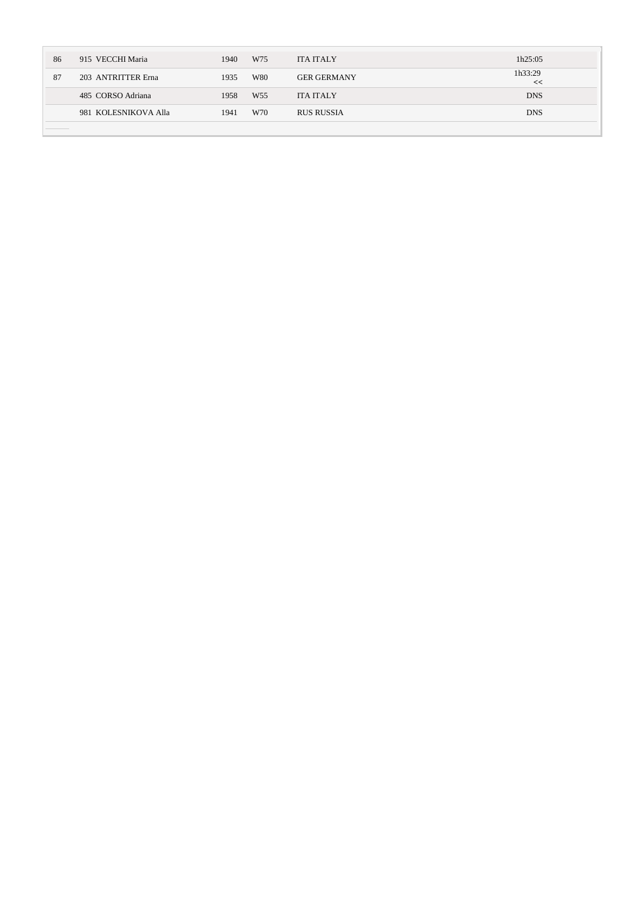| | | | | | |
|---|---|---|---|---|---|
| 86 | 915 VECCHI Maria | 1940 | W75 | ITA ITALY | 1h25:05 |
| 87 | 203 ANTRITTER Erna | 1935 | W80 | GER GERMANY | 1h33:29 << |
| | 485 CORSO Adriana | 1958 | W55 | ITA ITALY | DNS |
| | 981 KOLESNIKOVA Alla | 1941 | W70 | RUS RUSSIA | DNS |